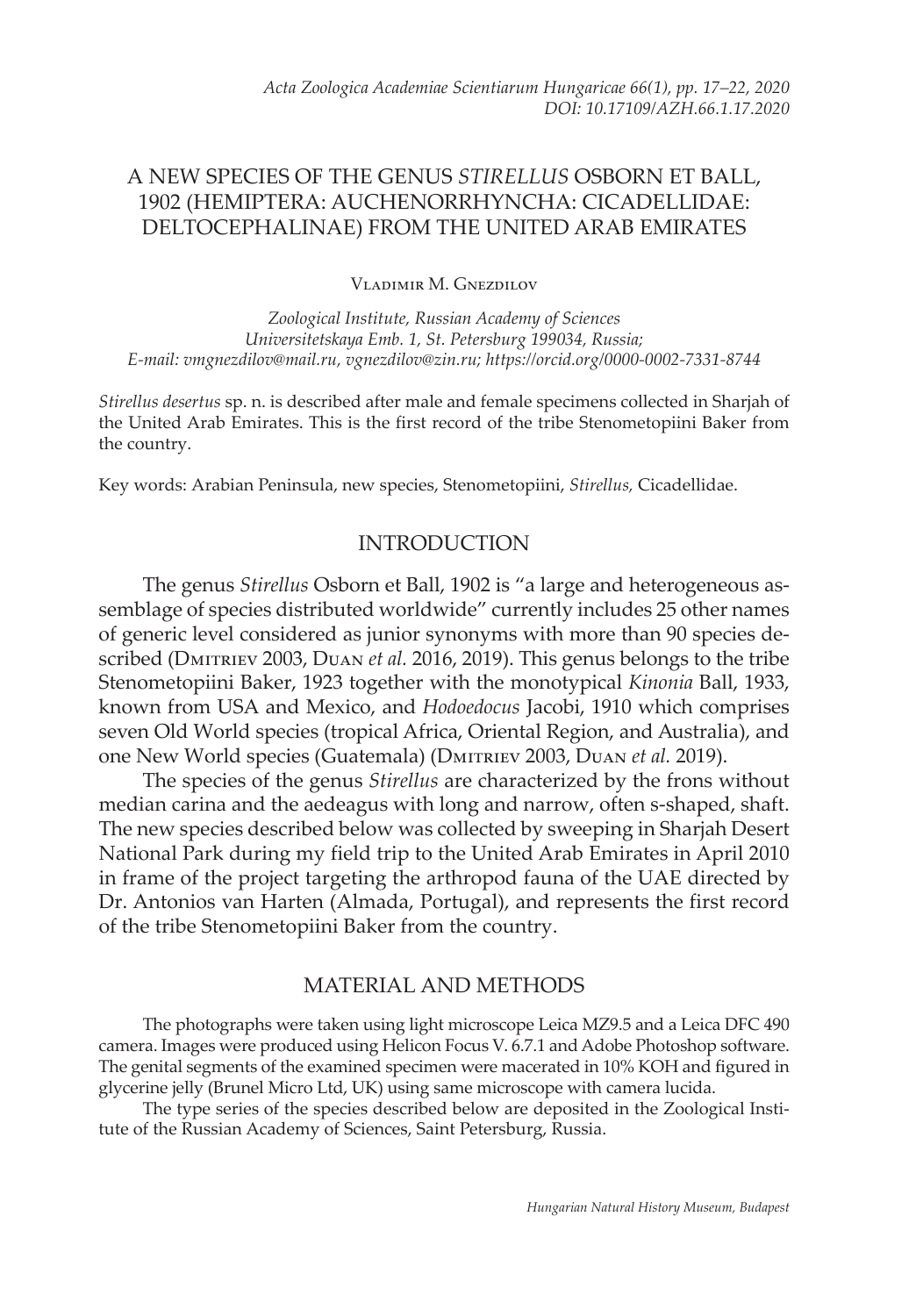# A NEW SPECIES OF THE GENUS *STIRELLUS* OSBORN ET BALL, 1902 (HEMIPTERA: AUCHENORRHYNCHA: CICADELLIDAE: DELTOCEPHALINAE) FROM THE UNITED ARAB EMIRATES

Vladimir M. Gnezdilov

*Zoological Institute, Russian Academy of Sciences*
*Universitetskaya Emb. 1, St. Petersburg 199034, Russia;*
*E-mail: vmgnezdilov@mail.ru, vgnezdilov@zin.ru; https://orcid.org/0000-0002-7331-8744*

*Stirellus desertus* sp. n. is described after male and female specimens collected in Sharjah of the United Arab Emirates. This is the first record of the tribe Stenometopiini Baker from the country.

Key words: Arabian Peninsula, new species, Stenometopiini, *Stirellus,* Cicadellidae.

## INTRODUCTION

The genus *Stirellus* Osborn et Ball, 1902 is "a large and heterogeneous assemblage of species distributed worldwide" currently includes 25 other names of generic level considered as junior synonyms with more than 90 species described (Dmitriev 2003, Duan *et al.* 2016, 2019). This genus belongs to the tribe Stenometopiini Baker, 1923 together with the monotypical *Kinonia* Ball, 1933, known from USA and Mexico, and *Hodoedocus* Jacobi, 1910 which comprises seven Old World species (tropical Africa, Oriental Region, and Australia), and one New World species (Guatemala) (Dmitriev 2003, Duan *et al.* 2019).

The species of the genus *Stirellus* are characterized by the frons without median carina and the aedeagus with long and narrow, often s-shaped, shaft. The new species described below was collected by sweeping in Sharjah Desert National Park during my field trip to the United Arab Emirates in April 2010 in frame of the project targeting the arthropod fauna of the UAE directed by Dr. Antonios van Harten (Almada, Portugal), and represents the first record of the tribe Stenometopiini Baker from the country.

## MATERIAL AND METHODS

The photographs were taken using light microscope Leica MZ9.5 and a Leica DFC 490 camera. Images were produced using Helicon Focus V. 6.7.1 and Adobe Photoshop software. The genital segments of the examined specimen were macerated in 10% KOH and figured in glycerine jelly (Brunel Micro Ltd, UK) using same microscope with camera lucida.

The type series of the species described below are deposited in the Zoological Institute of the Russian Academy of Sciences, Saint Petersburg, Russia.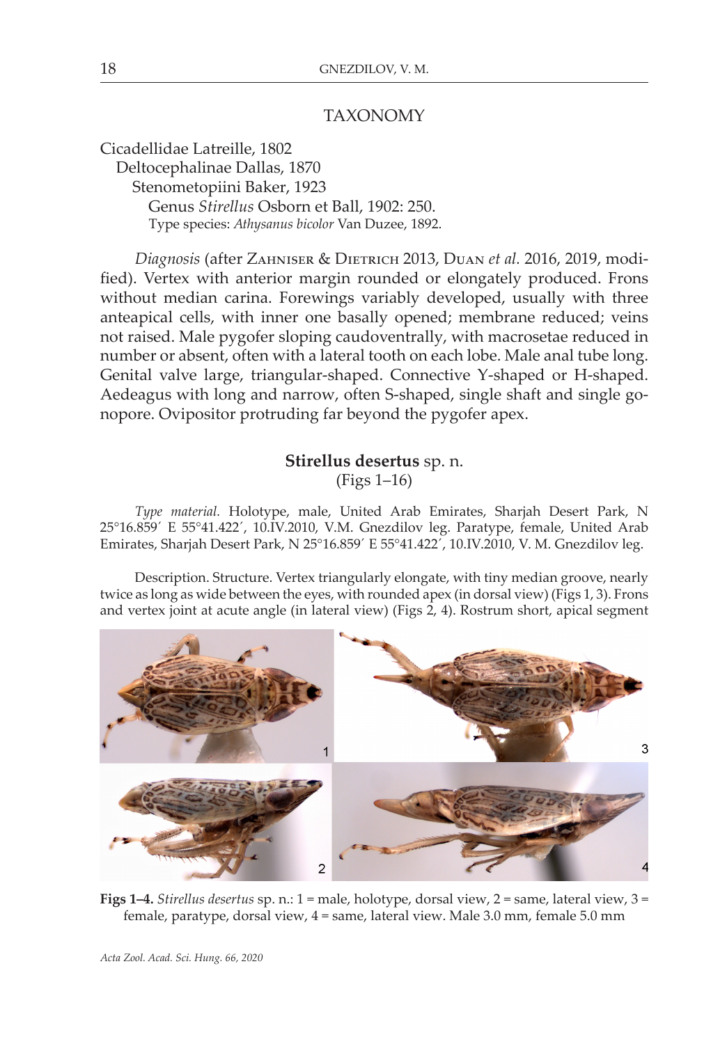## TAXONOMY

Cicadellidae Latreille, 1802
Deltocephalinae Dallas, 1870
Stenometopiini Baker, 1923
Genus *Stirellus* Osborn et Ball, 1902: 250.
Type species: *Athysanus bicolor* Van Duzee, 1892.

*Diagnosis* (after Zahniser & Dietrich 2013, Duan *et al*. 2016, 2019, modified). Vertex with anterior margin rounded or elongately produced. Frons without median carina. Forewings variably developed, usually with three anteapical cells, with inner one basally opened; membrane reduced; veins not raised. Male pygofer sloping caudoventrally, with macrosetae reduced in number or absent, often with a lateral tooth on each lobe. Male anal tube long. Genital valve large, triangular-shaped. Connective Y-shaped or H-shaped. Aedeagus with long and narrow, often S-shaped, single shaft and single gonopore. Ovipositor protruding far beyond the pygofer apex.

### **Stirellus desertus** sp. n.
(Figs 1–16)

*Type material*. Holotype, male, United Arab Emirates, Sharjah Desert Park, N 25°16.859′ E 55°41.422′, 10.IV.2010, V.M. Gnezdilov leg. Paratype, female, United Arab Emirates, Sharjah Desert Park, N 25°16.859′ E 55°41.422′, 10.IV.2010, V. M. Gnezdilov leg.

Description. Structure. Vertex triangularly elongate, with tiny median groove, nearly twice as long as wide between the eyes, with rounded apex (in dorsal view) (Figs 1, 3). Frons and vertex joint at acute angle (in lateral view) (Figs 2, 4). Rostrum short, apical segment

**Figs 1–4.** *Stirellus desertus* sp. n.: 1 = male, holotype, dorsal view, 2 = same, lateral view, 3 = female, paratype, dorsal view, 4 = same, lateral view. Male 3.0 mm, female 5.0 mm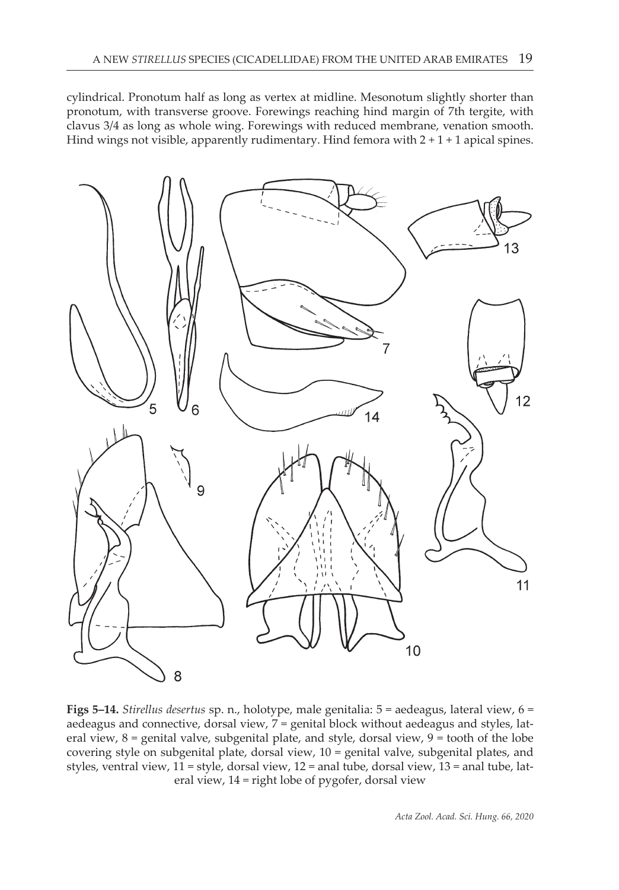cylindrical. Pronotum half as long as vertex at midline. Mesonotum slightly shorter than pronotum, with transverse groove. Forewings reaching hind margin of 7th tergite, with clavus 3/4 as long as whole wing. Forewings with reduced membrane, venation smooth. Hind wings not visible, apparently rudimentary. Hind femora with 2 + 1 + 1 apical spines.

**Figs 5–14.** *Stirellus desertus* sp. n., holotype, male genitalia: 5 = aedeagus, lateral view, 6 = aedeagus and connective, dorsal view, 7 = genital block without aedeagus and styles, lateral view, 8 = genital valve, subgenital plate, and style, dorsal view, 9 = tooth of the lobe covering style on subgenital plate, dorsal view, 10 = genital valve, subgenital plates, and styles, ventral view, 11 = style, dorsal view, 12 = anal tube, dorsal view, 13 = anal tube, lateral view, 14 = right lobe of pygofer, dorsal view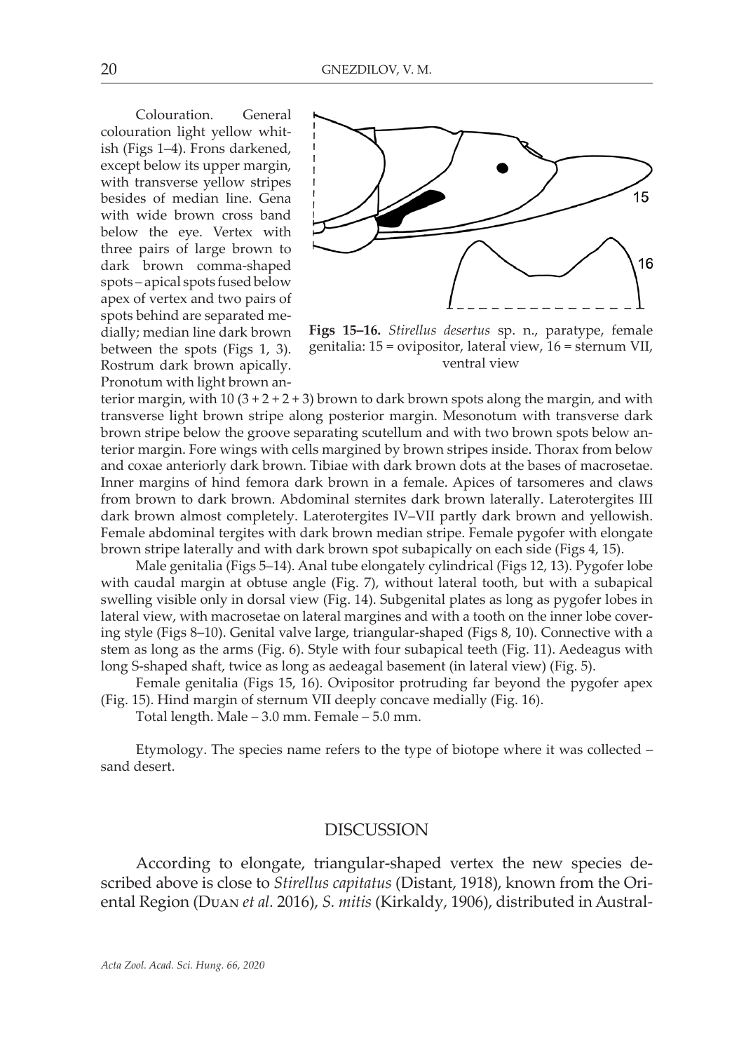Colouration. General colouration light yellow whitish (Figs 1–4). Frons darkened, except below its upper margin, with transverse yellow stripes besides of median line. Gena with wide brown cross band below the eye. Vertex with three pairs of large brown to dark brown comma-shaped spots – apical spots fused below apex of vertex and two pairs of spots behind are separated medially; median line dark brown between the spots (Figs 1, 3). Rostrum dark brown apically. Pronotum with light brown anterior margin, with 10 (3 + 2 + 2 + 3) brown to dark brown spots along the margin, and with transverse light brown stripe along posterior margin. Mesonotum with transverse dark brown stripe below the groove separating scutellum and with two brown spots below anterior margin. Fore wings with cells margined by brown stripes inside. Thorax from below and coxae anteriorly dark brown. Tibiae with dark brown dots at the bases of macrosetae. Inner margins of hind femora dark brown in a female. Apices of tarsomeres and claws from brown to dark brown. Abdominal sternites dark brown laterally. Laterotergites III dark brown almost completely. Laterotergites IV–VII partly dark brown and yellowish. Female abdominal tergites with dark brown median stripe. Female pygofer with elongate brown stripe laterally and with dark brown spot subapically on each side (Figs 4, 15).

15

16

**Figs 15–16.** *Stirellus desertus* sp. n., paratype, female genitalia: 15 = ovipositor, lateral view, 16 = sternum VII, ventral view

Male genitalia (Figs 5–14). Anal tube elongately cylindrical (Figs 12, 13). Pygofer lobe with caudal margin at obtuse angle (Fig. 7), without lateral tooth, but with a subapical swelling visible only in dorsal view (Fig. 14). Subgenital plates as long as pygofer lobes in lateral view, with macrosetae on lateral margines and with a tooth on the inner lobe covering style (Figs 8–10). Genital valve large, triangular-shaped (Figs 8, 10). Connective with a stem as long as the arms (Fig. 6). Style with four subapical teeth (Fig. 11). Aedeagus with long S-shaped shaft, twice as long as aedeagal basement (in lateral view) (Fig. 5).

Female genitalia (Figs 15, 16). Ovipositor protruding far beyond the pygofer apex (Fig. 15). Hind margin of sternum VII deeply concave medially (Fig. 16).

Total length. Male – 3.0 mm. Female – 5.0 mm.

Etymology. The species name refers to the type of biotope where it was collected – sand desert.

## DISCUSSION

According to elongate, triangular-shaped vertex the new species described above is close to *Stirellus capitatus* (Distant, 1918), known from the Oriental Region (Duan *et al.* 2016), *S. mitis* (Kirkaldy, 1906), distributed in Austral-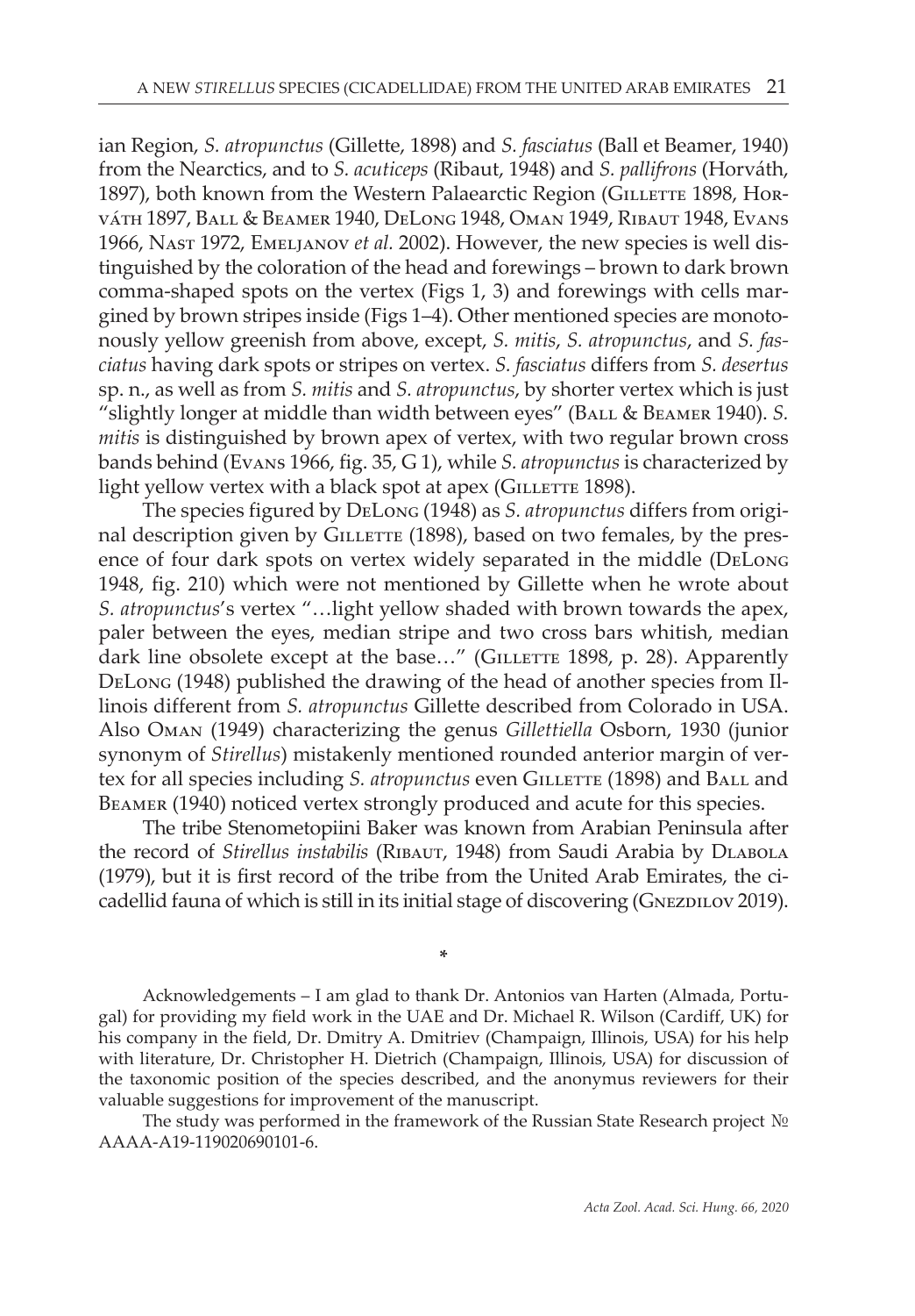ian Region, *S. atropunctus* (Gillette, 1898) and *S. fasciatus* (Ball et Beamer, 1940) from the Nearctics, and to *S. acuticeps* (Ribaut, 1948) and *S. pallifrons* (Horváth, 1897), both known from the Western Palaearctic Region (Gillette 1898, Horváth 1897, Ball & Beamer 1940, DeLong 1948, Oman 1949, Ribaut 1948, Evans 1966, Nast 1972, Emeljanov *et al.* 2002). However, the new species is well distinguished by the coloration of the head and forewings – brown to dark brown comma-shaped spots on the vertex (Figs 1, 3) and forewings with cells margined by brown stripes inside (Figs 1–4). Other mentioned species are monotonously yellow greenish from above, except, *S. mitis*, *S. atropunctus*, and *S. fasciatus* having dark spots or stripes on vertex. *S. fasciatus* differs from *S. desertus* sp. n., as well as from *S. mitis* and *S. atropunctus*, by shorter vertex which is just "slightly longer at middle than width between eyes" (Ball & Beamer 1940). *S. mitis* is distinguished by brown apex of vertex, with two regular brown cross bands behind (Evans 1966, fig. 35, G 1), while *S. atropunctus* is characterized by light yellow vertex with a black spot at apex (Gillette 1898).

The species figured by DeLong (1948) as *S. atropunctus* differs from original description given by Gillette (1898), based on two females, by the presence of four dark spots on vertex widely separated in the middle (DeLong 1948, fig. 210) which were not mentioned by Gillette when he wrote about *S. atropunctus*'s vertex "…light yellow shaded with brown towards the apex, paler between the eyes, median stripe and two cross bars whitish, median dark line obsolete except at the base…" (Gillette 1898, p. 28). Apparently DeLong (1948) published the drawing of the head of another species from Illinois different from *S. atropunctus* Gillette described from Colorado in USA. Also Oman (1949) characterizing the genus *Gillettiella* Osborn, 1930 (junior synonym of *Stirellus*) mistakenly mentioned rounded anterior margin of vertex for all species including *S. atropunctus* even Gillette (1898) and Ball and Beamer (1940) noticed vertex strongly produced and acute for this species.

The tribe Stenometopiini Baker was known from Arabian Peninsula after the record of *Stirellus instabilis* (Ribaut, 1948) from Saudi Arabia by Dlabola (1979), but it is first record of the tribe from the United Arab Emirates, the cicadellid fauna of which is still in its initial stage of discovering (Gnezdilov 2019).

\*

Acknowledgements – I am glad to thank Dr. Antonios van Harten (Almada, Portugal) for providing my field work in the UAE and Dr. Michael R. Wilson (Cardiff, UK) for his company in the field, Dr. Dmitry A. Dmitriev (Champaign, Illinois, USA) for his help with literature, Dr. Christopher H. Dietrich (Champaign, Illinois, USA) for discussion of the taxonomic position of the species described, and the anonymus reviewers for their valuable suggestions for improvement of the manuscript.

The study was performed in the framework of the Russian State Research project № AAAA-A19-119020690101-6.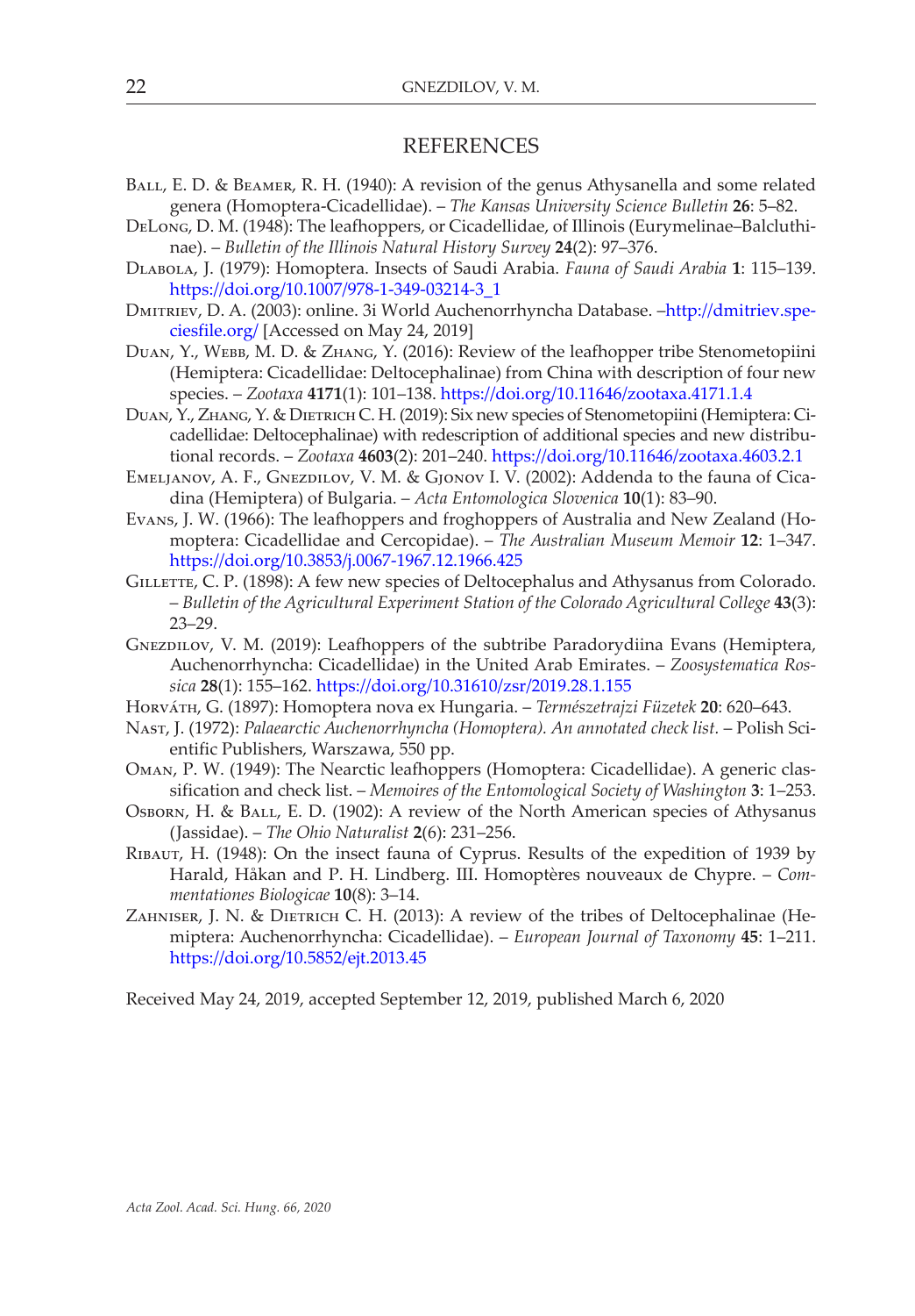## REFERENCES

Ball, E. D. & Beamer, R. H. (1940): A revision of the genus Athysanella and some related genera (Homoptera-Cicadellidae). – *The Kansas University Science Bulletin* **26**: 5–82.

DeLong, D. M. (1948): The leafhoppers, or Cicadellidae, of Illinois (Eurymelinae–Balcluthinae). – *Bulletin of the Illinois Natural History Survey* **24**(2): 97–376.

Dlabola, J. (1979): Homoptera. Insects of Saudi Arabia. *Fauna of Saudi Arabia* **1**: 115–139. https://doi.org/10.1007/978-1-349-03214-3_1

Dmitriev, D. A. (2003): online. 3i World Auchenorrhyncha Database. –http://dmitriev.speciesfile.org/ [Accessed on May 24, 2019]

Duan, Y., Webb, M. D. & Zhang, Y. (2016): Review of the leafhopper tribe Stenometopiini (Hemiptera: Cicadellidae: Deltocephalinae) from China with description of four new species. – *Zootaxa* **4171**(1): 101–138. https://doi.org/10.11646/zootaxa.4171.1.4

Duan, Y., Zhang, Y. & Dietrich C. H. (2019): Six new species of Stenometopiini (Hemiptera: Cicadellidae: Deltocephalinae) with redescription of additional species and new distributional records. – *Zootaxa* **4603**(2): 201–240. https://doi.org/10.11646/zootaxa.4603.2.1

Emeljanov, A. F., Gnezdilov, V. M. & Gjonov I. V. (2002): Addenda to the fauna of Cicadina (Hemiptera) of Bulgaria. – *Acta Entomologica Slovenica* **10**(1): 83–90.

Evans, J. W. (1966): The leafhoppers and froghoppers of Australia and New Zealand (Homoptera: Cicadellidae and Cercopidae). – *The Australian Museum Memoir* **12**: 1–347. https://doi.org/10.3853/j.0067-1967.12.1966.425

Gillette, C. P. (1898): A few new species of Deltocephalus and Athysanus from Colorado. – *Bulletin of the Agricultural Experiment Station of the Colorado Agricultural College* **43**(3): 23–29.

Gnezdilov, V. M. (2019): Leafhoppers of the subtribe Paradorydiina Evans (Hemiptera, Auchenorrhyncha: Cicadellidae) in the United Arab Emirates. – *Zoosystematica Rossica* **28**(1): 155–162. https://doi.org/10.31610/zsr/2019.28.1.155

Horváth, G. (1897): Homoptera nova ex Hungaria. – *Természetrajzi Füzetek* **20**: 620–643.

Nast, J. (1972): *Palaearctic Auchenorrhyncha (Homoptera). An annotated check list.* – Polish Scientific Publishers, Warszawa, 550 pp.

Oman, P. W. (1949): The Nearctic leafhoppers (Homoptera: Cicadellidae). A generic classification and check list. – *Memoires of the Entomological Society of Washington* **3**: 1–253.

Osborn, H. & Ball, E. D. (1902): A review of the North American species of Athysanus (Jassidae). – *The Ohio Naturalist* **2**(6): 231–256.

Ribaut, H. (1948): On the insect fauna of Cyprus. Results of the expedition of 1939 by Harald, Håkan and P. H. Lindberg. III. Homoptères nouveaux de Chypre. – *Commentationes Biologicae* **10**(8): 3–14.

Zahniser, J. N. & Dietrich C. H. (2013): A review of the tribes of Deltocephalinae (Hemiptera: Auchenorrhyncha: Cicadellidae). – *European Journal of Taxonomy* **45**: 1–211. https://doi.org/10.5852/ejt.2013.45

Received May 24, 2019, accepted September 12, 2019, published March 6, 2020